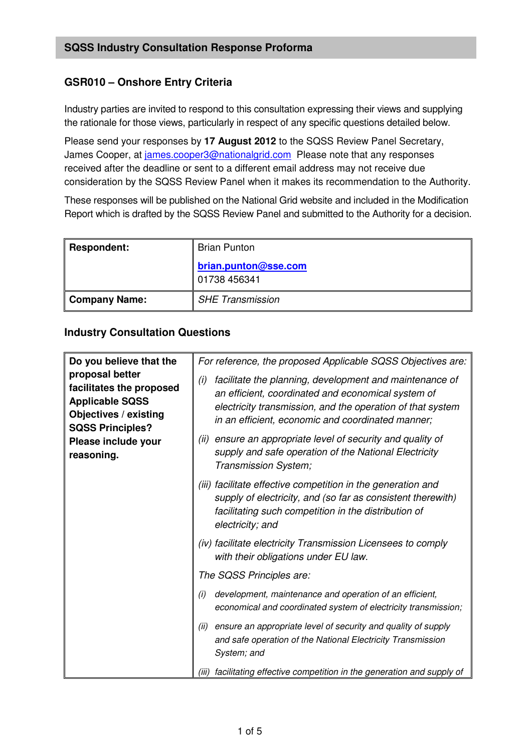## SQSS Industry Consultation Response Proforma

### GSR010 – Onshore Entry Criteria

Industry parties are invited to respond to this consultation expressing their views and supplying the rationale for those views, particularly in respect of any specific questions detailed below.

Please send your responses by **17 August 2012** to the SQSS Review Panel Secretary, James Cooper, at james.cooper3@nationalgrid.com Please note that any responses received after the deadline or sent to a different email address may not receive due consideration by the SQSS Review Panel when it makes its recommendation to the Authority.

These responses will be published on the National Grid website and included in the Modification Report which is drafted by the SQSS Review Panel and submitted to the Authority for a decision.

| **Respondent:** | Brian Punton<br>**brian.punton@sse.com**<br>01738 456341 |
|---|---|
| **Company Name:** | *SHE Transmission* |

### Industry Consultation Questions

| **Do you believe that the proposal better facilitates the proposed Applicable SQSS Objectives / existing SQSS Principles? Please include your reasoning.** | *For reference, the proposed Applicable SQSS Objectives are:*<br>*(i) facilitate the planning, development and maintenance of an efficient, coordinated and economical system of electricity transmission, and the operation of that system in an efficient, economic and coordinated manner;*<br>*(ii) ensure an appropriate level of security and quality of supply and safe operation of the National Electricity Transmission System;*<br>*(iii) facilitate effective competition in the generation and supply of electricity, and (so far as consistent therewith) facilitating such competition in the distribution of electricity; and*<br>*(iv) facilitate electricity Transmission Licensees to comply with their obligations under EU law.*<br>*The SQSS Principles are:*<br>*(i) development, maintenance and operation of an efficient, economical and coordinated system of electricity transmission;*<br>*(ii) ensure an appropriate level of security and quality of supply and safe operation of the National Electricity Transmission System; and*<br>*(iii) facilitating effective competition in the generation and supply of* |
|---|---|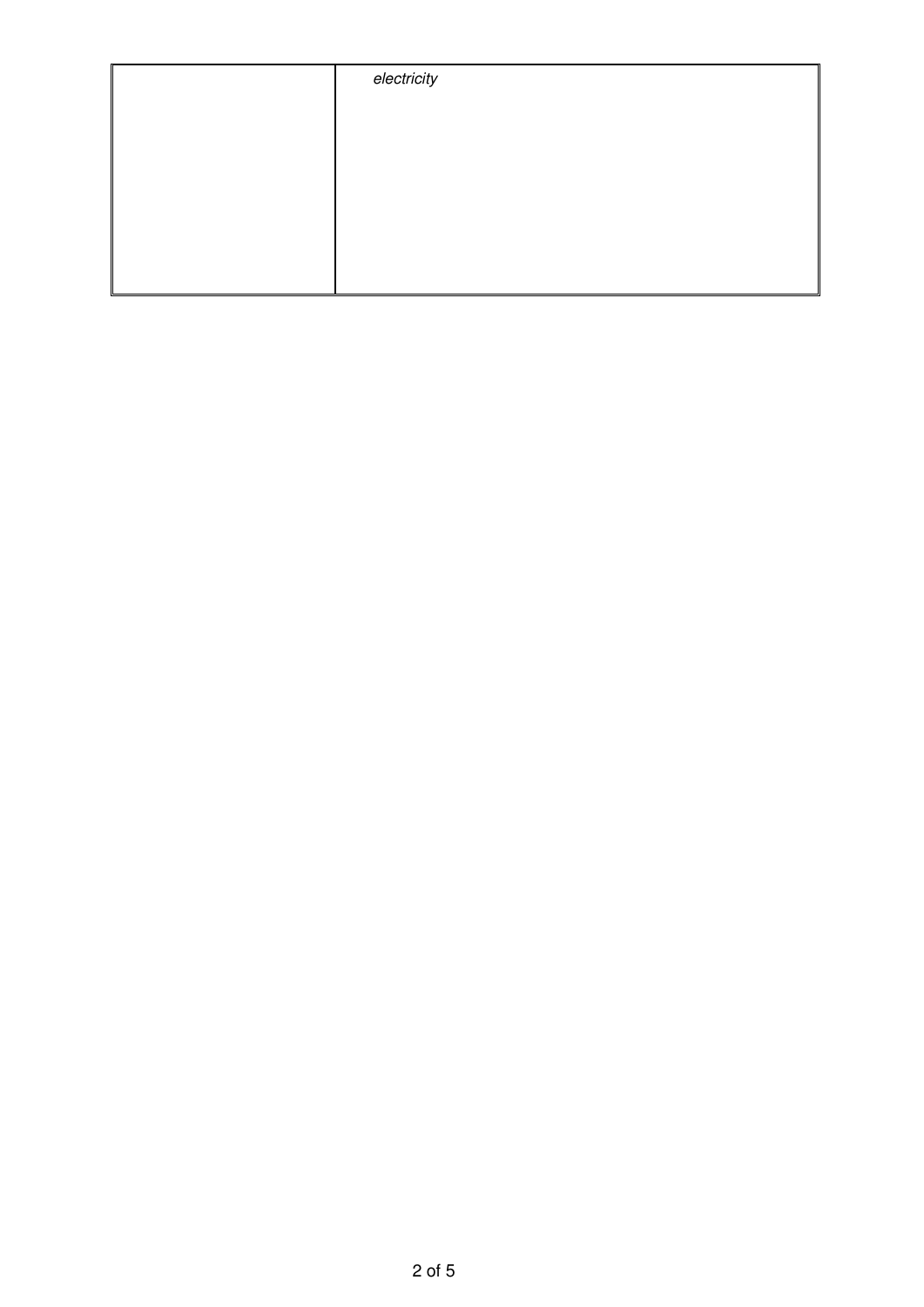| | *electricity* |
|---|---|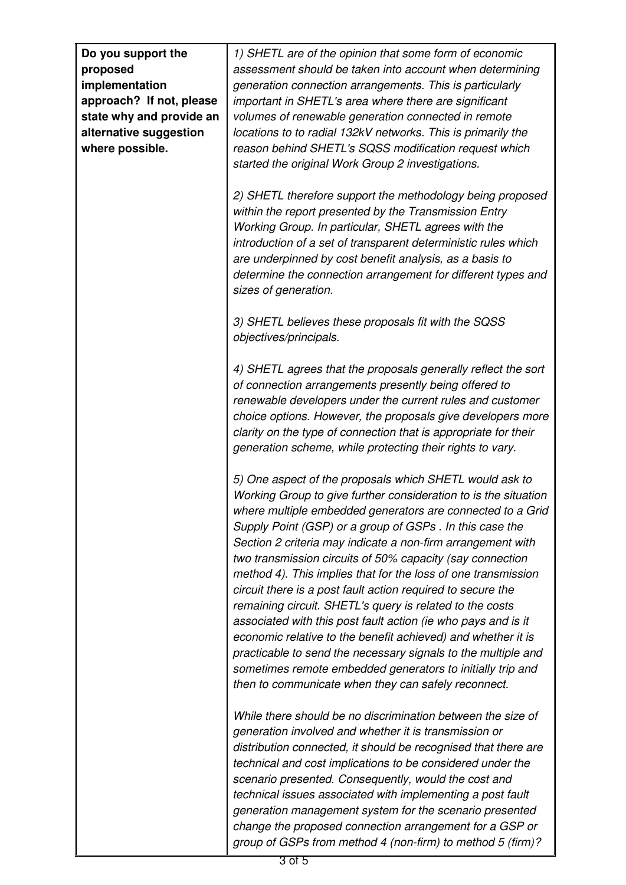| **Do you support the proposed implementation approach? If not, please state why and provide an alternative suggestion where possible.** | *1) SHETL are of the opinion that some form of economic assessment should be taken into account when determining generation connection arrangements. This is particularly important in SHETL's area where there are significant volumes of renewable generation connected in remote locations to to radial 132kV networks. This is primarily the reason behind SHETL's SQSS modification request which started the original Work Group 2 investigations.*<br><br>*2) SHETL therefore support the methodology being proposed within the report presented by the Transmission Entry Working Group. In particular, SHETL agrees with the introduction of a set of transparent deterministic rules which are underpinned by cost benefit analysis, as a basis to determine the connection arrangement for different types and sizes of generation.*<br><br>*3) SHETL believes these proposals fit with the SQSS objectives/principals.*<br><br>*4) SHETL agrees that the proposals generally reflect the sort of connection arrangements presently being offered to renewable developers under the current rules and customer choice options. However, the proposals give developers more clarity on the type of connection that is appropriate for their generation scheme, while protecting their rights to vary.*<br><br>*5) One aspect of the proposals which SHETL would ask to Working Group to give further consideration to is the situation where multiple embedded generators are connected to a Grid Supply Point (GSP) or a group of GSPs . In this case the Section 2 criteria may indicate a non-firm arrangement with two transmission circuits of 50% capacity (say connection method 4). This implies that for the loss of one transmission circuit there is a post fault action required to secure the remaining circuit. SHETL's query is related to the costs associated with this post fault action (ie who pays and is it economic relative to the benefit achieved) and whether it is practicable to send the necessary signals to the multiple and sometimes remote embedded generators to initially trip and then to communicate when they can safely reconnect.*<br><br>*While there should be no discrimination between the size of generation involved and whether it is transmission or distribution connected, it should be recognised that there are technical and cost implications to be considered under the scenario presented. Consequently, would the cost and technical issues associated with implementing a post fault generation management system for the scenario presented change the proposed connection arrangement for a GSP or group of GSPs from method 4 (non-firm) to method 5 (firm)?* |
|---|---|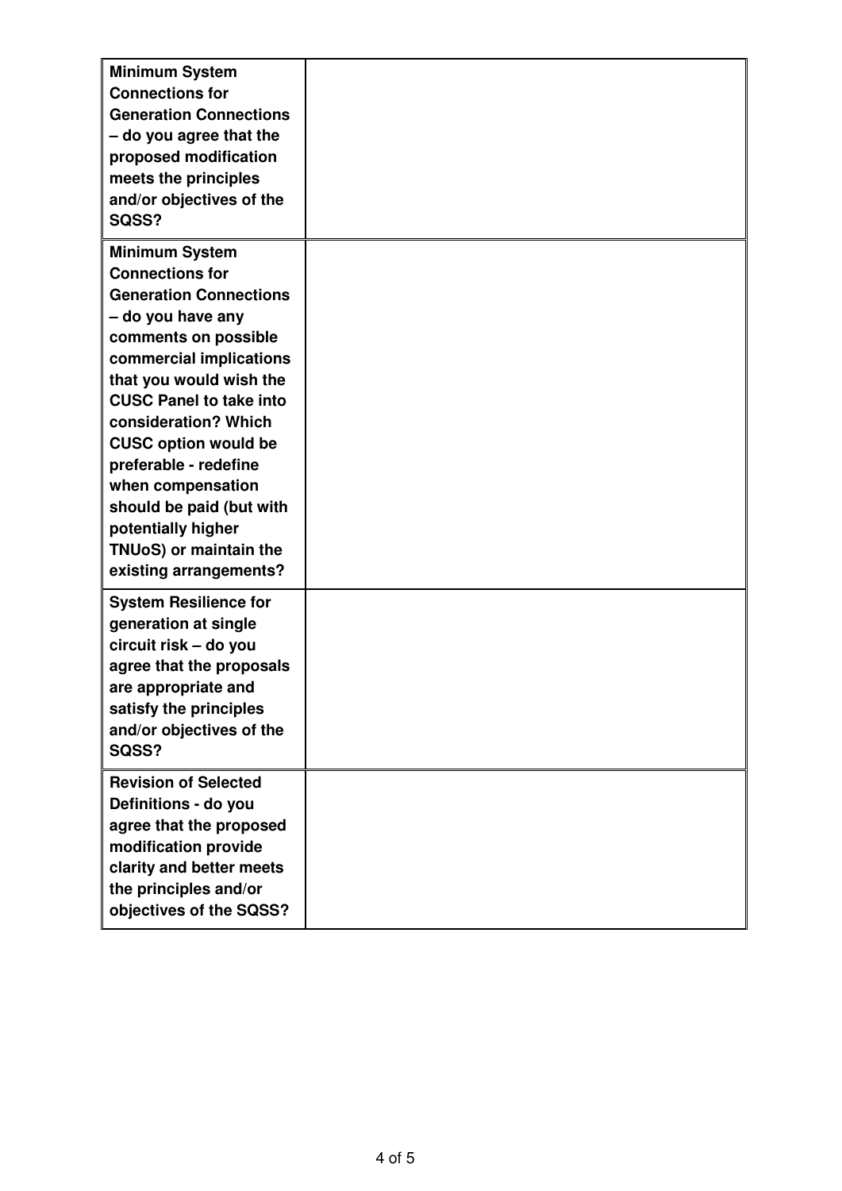| | |
|---|---|
| **Minimum System Connections for Generation Connections – do you agree that the proposed modification meets the principles and/or objectives of the SQSS?** | |
| **Minimum System Connections for Generation Connections – do you have any comments on possible commercial implications that you would wish the CUSC Panel to take into consideration? Which CUSC option would be preferable - redefine when compensation should be paid (but with potentially higher TNUoS) or maintain the existing arrangements?** | |
| **System Resilience for generation at single circuit risk – do you agree that the proposals are appropriate and satisfy the principles and/or objectives of the SQSS?** | |
| **Revision of Selected Definitions - do you agree that the proposed modification provide clarity and better meets the principles and/or objectives of the SQSS?** | |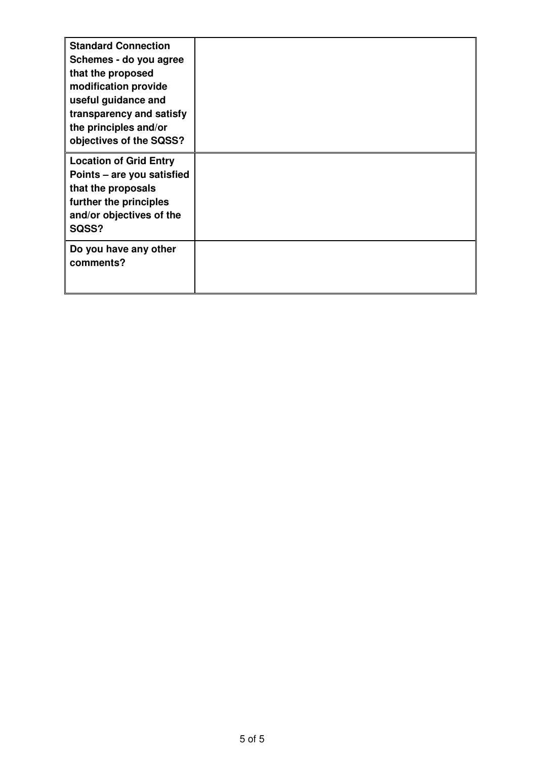| | |
|---|---|
| **Standard Connection Schemes - do you agree that the proposed modification provide useful guidance and transparency and satisfy the principles and/or objectives of the SQSS?** | |
| **Location of Grid Entry Points – are you satisfied that the proposals further the principles and/or objectives of the SQSS?** | |
| **Do you have any other comments?** | |